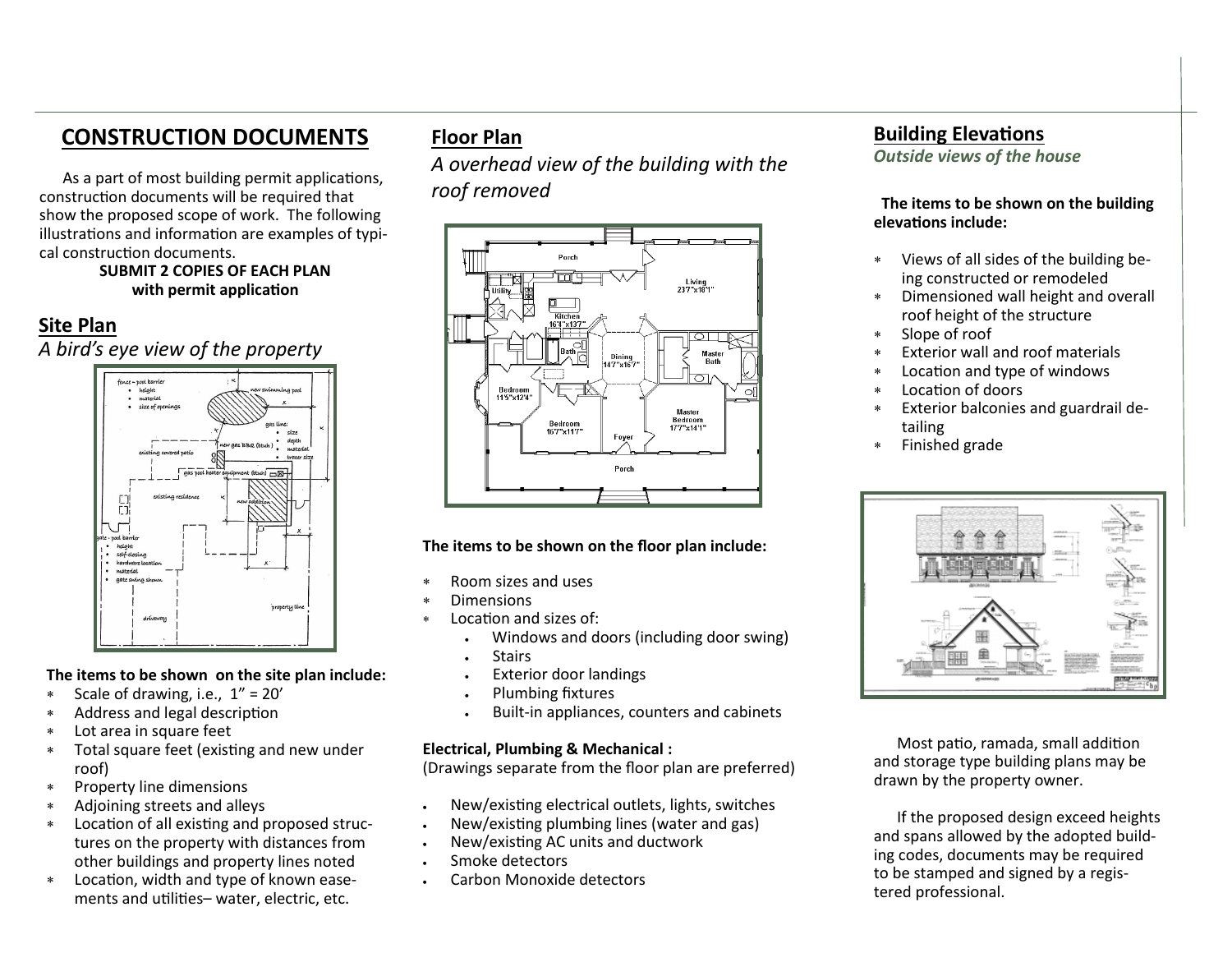# CONSTRUCTION DOCUMENTS

As a part of most building permit applications, construction documents will be required that show the proposed scope of work. The following illustrations and information are examples of typical construction documents.

**SUBMIT 2 COPIES OF EACH PLAN with permit application**

## Site Plan

*A bird's eye view of the property*

**The items to be shown on the site plan include:**

- Scale of drawing, i.e., 1" = 20'
- Address and legal description
- Lot area in square feet
- Total square feet (existing and new under roof)
- Property line dimensions
- Adjoining streets and alleys
- Location of all existing and proposed structures on the property with distances from other buildings and property lines noted
- Location, width and type of known easements and utilities– water, electric, etc.

## Floor Plan

*A overhead view of the building with the roof removed*

**The items to be shown on the floor plan include:**

- Room sizes and uses
- Dimensions
- Location and sizes of:
  - Windows and doors (including door swing)
  - Stairs
  - Exterior door landings
  - Plumbing fixtures
  - Built-in appliances, counters and cabinets

**Electrical, Plumbing & Mechanical :**
(Drawings separate from the floor plan are preferred)

- New/existing electrical outlets, lights, switches
- New/existing plumbing lines (water and gas)
- New/existing AC units and ductwork
- Smoke detectors
- Carbon Monoxide detectors

## Building Elevations

***Outside views of the house***

**The items to be shown on the building elevations include:**

- Views of all sides of the building being constructed or remodeled
- Dimensioned wall height and overall roof height of the structure
- Slope of roof
- Exterior wall and roof materials
- Location and type of windows
- Location of doors
- Exterior balconies and guardrail detailing
- Finished grade

Most patio, ramada, small addition and storage type building plans may be drawn by the property owner.

If the proposed design exceed heights and spans allowed by the adopted building codes, documents may be required to be stamped and signed by a registered professional.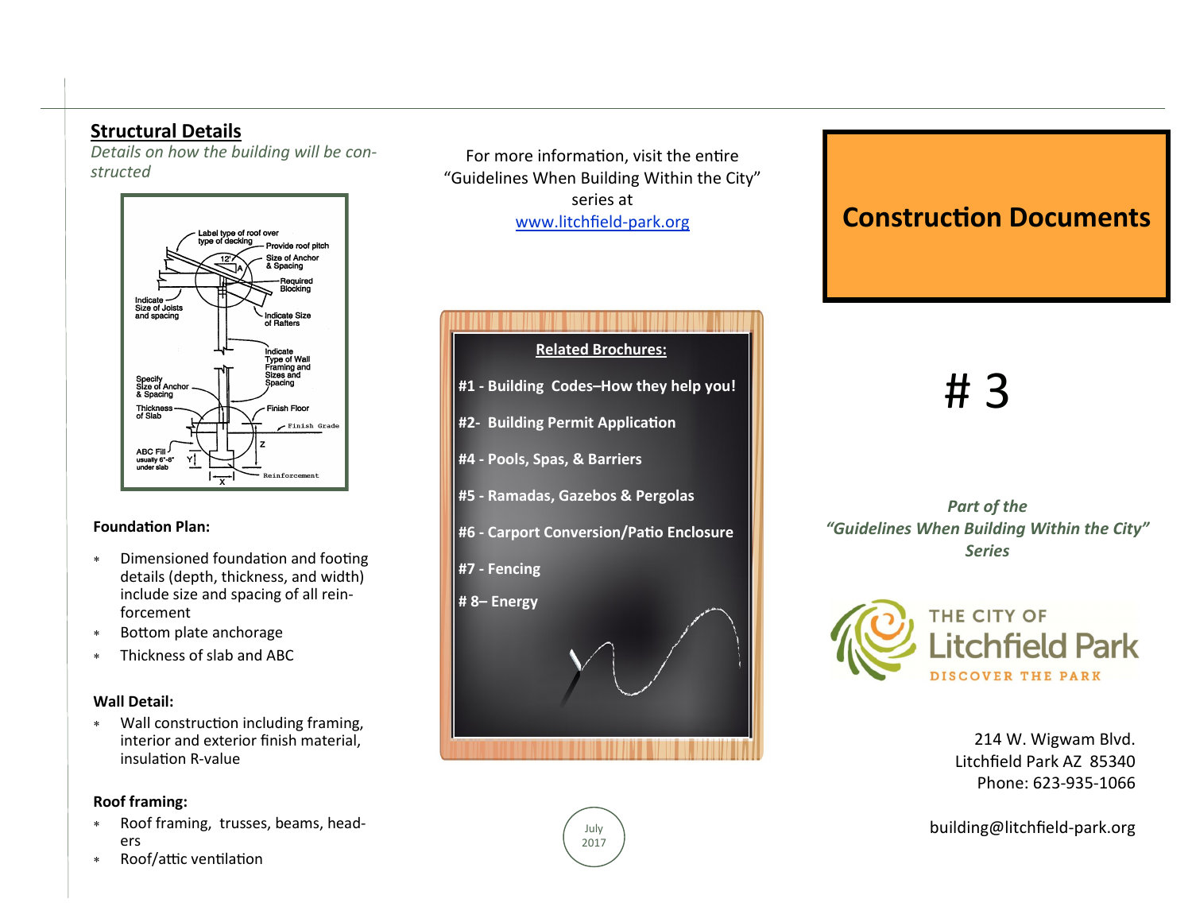## Structural Details

*Details on how the building will be constructed*

Label type of roof over type of decking
Provide roof pitch
12'
A
Size of Anchor & Spacing
Required Blocking
Indicate Size of Joists and spacing
Indicate Size of Rafters
Indicate Type of Wall Framing and Sizes and Spacing
Specify Size of Anchor & Spacing
Thickness of Slab
Finish Floor
Finish Grade
Z
ABC Fill usually 6"-8" under slab
Y
X
Reinforcement

**Foundation Plan:**

- Dimensioned foundation and footing details (depth, thickness, and width) include size and spacing of all reinforcement
- Bottom plate anchorage
- Thickness of slab and ABC

**Wall Detail:**

- Wall construction including framing, interior and exterior finish material, insulation R-value

**Roof framing:**

- Roof framing, trusses, beams, headers
- Roof/attic ventilation

For more information, visit the entire "Guidelines When Building Within the City" series at www.litchfield-park.org

**Related Brochures:**

**#1 - Building Codes–How they help you!**

**#2- Building Permit Application**

**#4 - Pools, Spas, & Barriers**

**#5 - Ramadas, Gazebos & Pergolas**

**#6 - Carport Conversion/Patio Enclosure**

**#7 - Fencing**

**# 8– Energy**

July 2017

# Construction Documents

# # 3

***Part of the "Guidelines When Building Within the City" Series***

THE CITY OF Litchfield Park
DISCOVER THE PARK

214 W. Wigwam Blvd.
Litchfield Park AZ 85340
Phone: 623-935-1066

building@litchfield-park.org